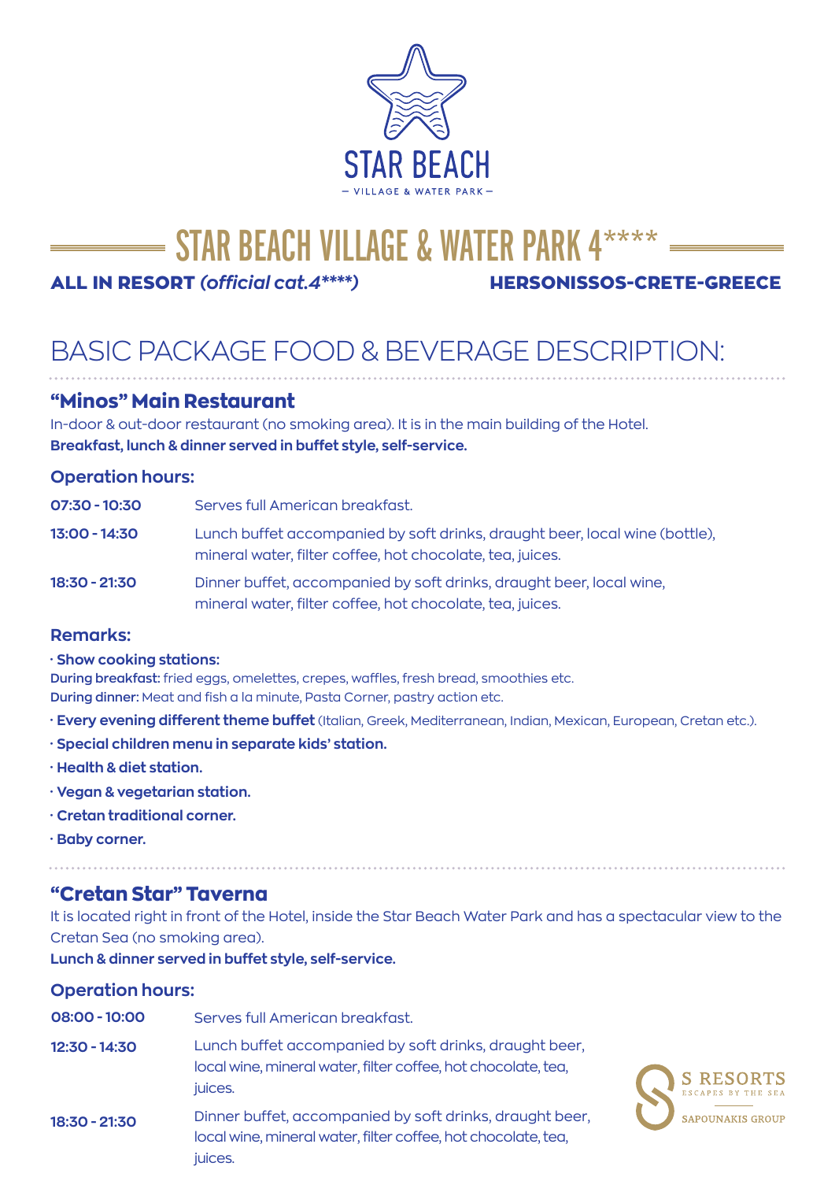STAR BEACH
— VILLAGE & WATER PARK —

# STAR BEACH VILLAGE & WATER PARK 4****

**ALL IN RESORT *(official cat.4****)*** **HERSONISSOS-CRETE-GREECE**

## BASIC PACKAGE FOOD & BEVERAGE DESCRIPTION:

### "Minos" Main Restaurant

In-door & out-door restaurant (no smoking area). It is in the main building of the Hotel.
**Breakfast, lunch & dinner served in buffet style, self-service.**

#### Operation hours:

| | |
|---|---|
| **07:30 - 10:30** | Serves full American breakfast. |
| **13:00 - 14:30** | Lunch buffet accompanied by soft drinks, draught beer, local wine (bottle), mineral water, filter coffee, hot chocolate, tea, juices. |
| **18:30 - 21:30** | Dinner buffet, accompanied by soft drinks, draught beer, local wine, mineral water, filter coffee, hot chocolate, tea, juices. |

#### Remarks:

- **Show cooking stations:**
  **During breakfast:** fried eggs, omelettes, crepes, waffles, fresh bread, smoothies etc.
  **During dinner:** Meat and fish a la minute, Pasta Corner, pastry action etc.
- **Every evening different theme buffet** (Italian, Greek, Mediterranean, Indian, Mexican, European, Cretan etc.).
- **Special children menu in separate kids' station.**
- **Health & diet station.**
- **Vegan & vegetarian station.**
- **Cretan traditional corner.**
- **Baby corner.**

### "Cretan Star" Taverna

It is located right in front of the Hotel, inside the Star Beach Water Park and has a spectacular view to the Cretan Sea (no smoking area).
**Lunch & dinner served in buffet style, self-service.**

#### Operation hours:

| | |
|---|---|
| **08:00 - 10:00** | Serves full American breakfast. |
| **12:30 - 14:30** | Lunch buffet accompanied by soft drinks, draught beer, local wine, mineral water, filter coffee, hot chocolate, tea, juices. |
| **18:30 - 21:30** | Dinner buffet, accompanied by soft drinks, draught beer, local wine, mineral water, filter coffee, hot chocolate, tea, juices. |

S RESORTS
ESCAPES BY THE SEA
SAPOUNAKIS GROUP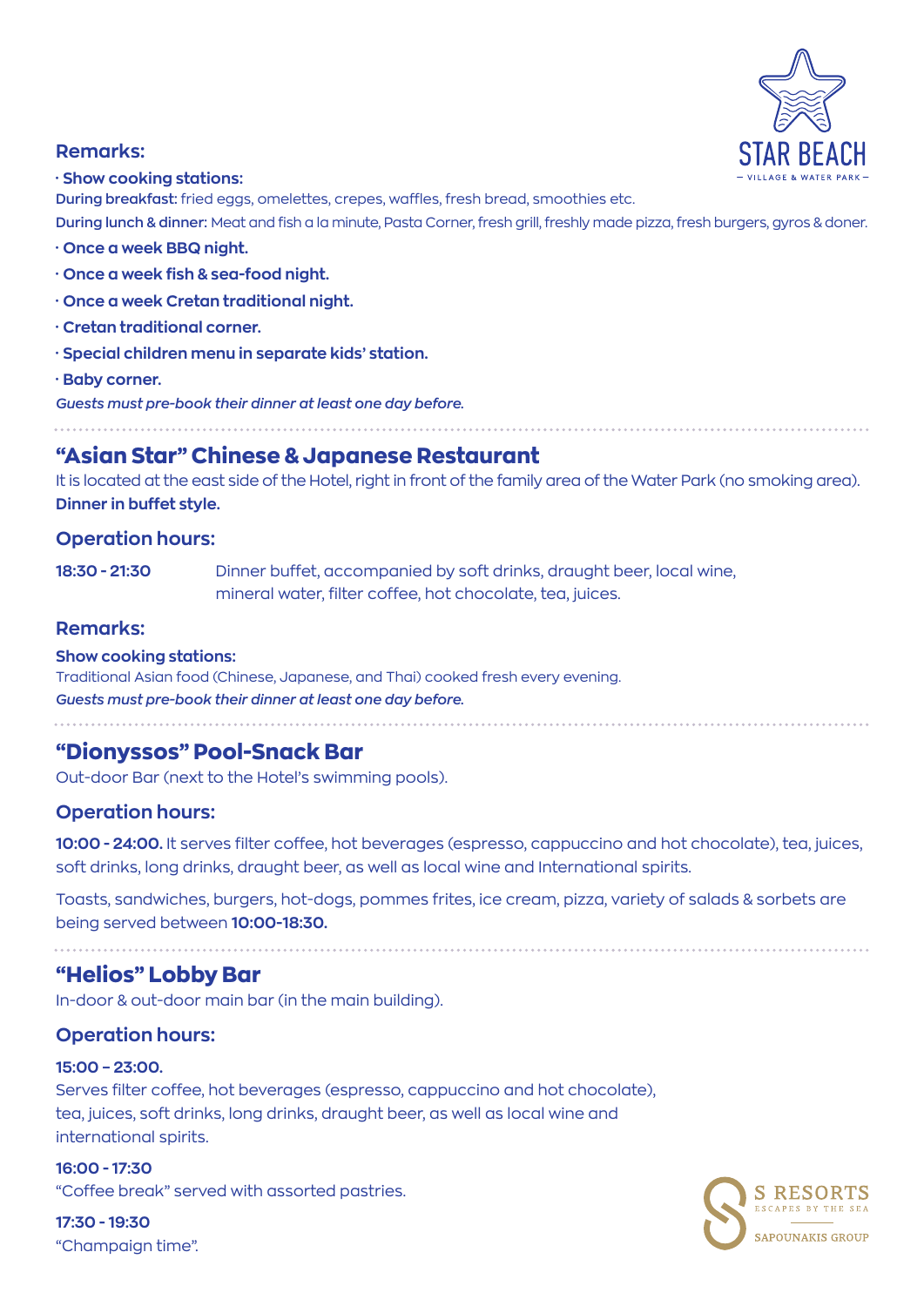### Remarks:

- **Show cooking stations:**

**During breakfast:** fried eggs, omelettes, crepes, waffles, fresh bread, smoothies etc.

**During lunch & dinner:** Meat and fish a la minute, Pasta Corner, fresh grill, freshly made pizza, fresh burgers, gyros & doner.

- **Once a week BBQ night.**
- **Once a week fish & sea-food night.**
- **Once a week Cretan traditional night.**
- **Cretan traditional corner.**
- **Special children menu in separate kids' station.**
- **Baby corner.**

***Guests must pre-book their dinner at least one day before.***

## "Asian Star" Chinese & Japanese Restaurant

It is located at the east side of the Hotel, right in front of the family area of the Water Park (no smoking area).
**Dinner in buffet style.**

### Operation hours:

**18:30 - 21:30** Dinner buffet, accompanied by soft drinks, draught beer, local wine, mineral water, filter coffee, hot chocolate, tea, juices.

### Remarks:

**Show cooking stations:**
Traditional Asian food (Chinese, Japanese, and Thai) cooked fresh every evening.
***Guests must pre-book their dinner at least one day before.***

## "Dionyssos" Pool-Snack Bar

Out-door Bar (next to the Hotel's swimming pools).

### Operation hours:

**10:00 - 24:00.** It serves filter coffee, hot beverages (espresso, cappuccino and hot chocolate), tea, juices, soft drinks, long drinks, draught beer, as well as local wine and International spirits.

Toasts, sandwiches, burgers, hot-dogs, pommes frites, ice cream, pizza, variety of salads & sorbets are being served between **10:00-18:30.**

## "Helios" Lobby Bar

In-door & out-door main bar (in the main building).

### Operation hours:

**15:00 – 23:00.**
Serves filter coffee, hot beverages (espresso, cappuccino and hot chocolate), tea, juices, soft drinks, long drinks, draught beer, as well as local wine and international spirits.

**16:00 - 17:30**
"Coffee break" served with assorted pastries.

**17:30 - 19:30**
"Champaign time".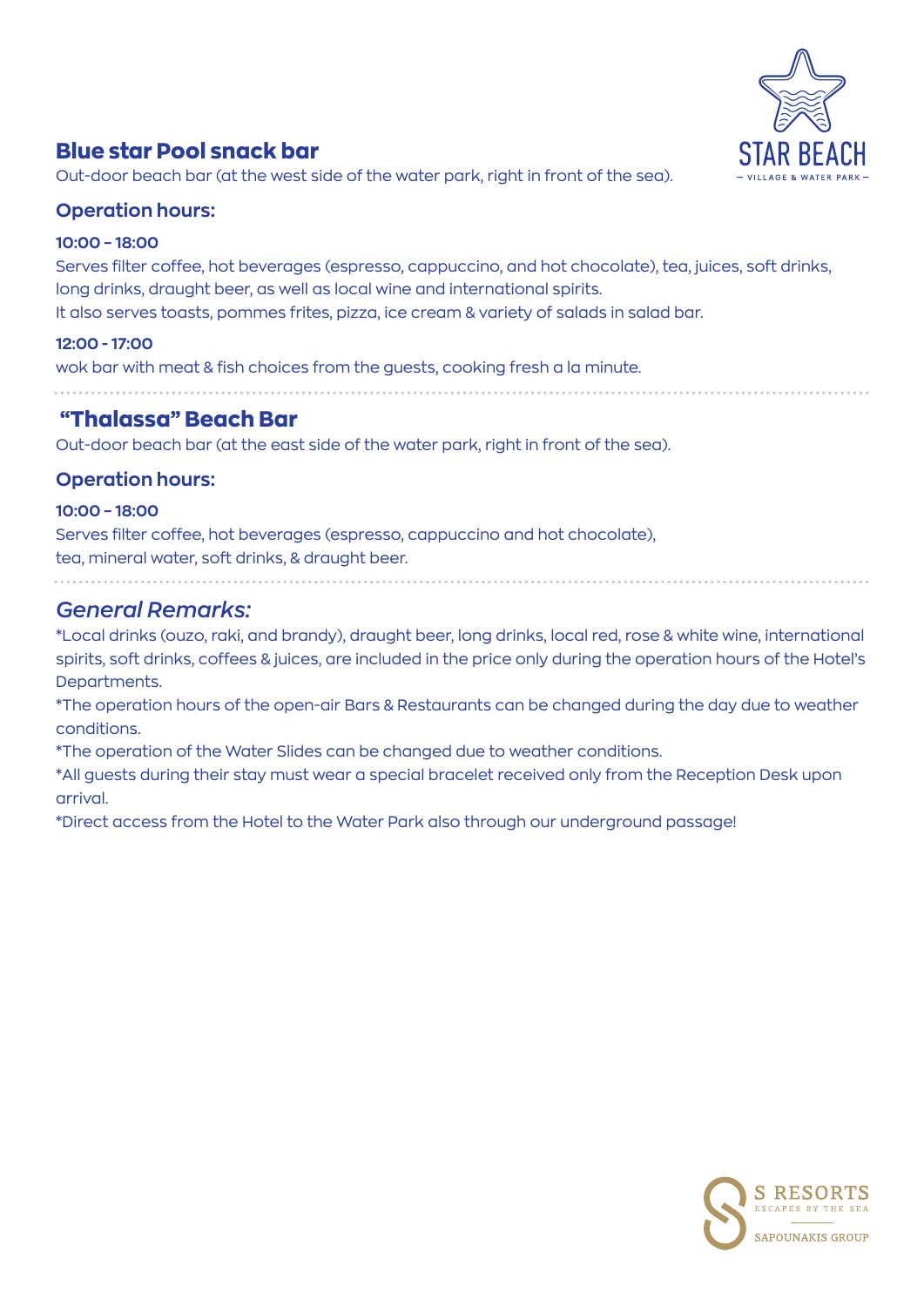## Blue star Pool snack bar

Out-door beach bar (at the west side of the water park, right in front of the sea).

### Operation hours:

**10:00 – 18:00**

Serves filter coffee, hot beverages (espresso, cappuccino, and hot chocolate), tea, juices, soft drinks, long drinks, draught beer, as well as local wine and international spirits.
It also serves toasts, pommes frites, pizza, ice cream & variety of salads in salad bar.

**12:00 - 17:00**

wok bar with meat & fish choices from the guests, cooking fresh a la minute.

---

## "Thalassa" Beach Bar

Out-door beach bar (at the east side of the water park, right in front of the sea).

### Operation hours:

**10:00 – 18:00**

Serves filter coffee, hot beverages (espresso, cappuccino and hot chocolate),
tea, mineral water, soft drinks, & draught beer.

---

## *General Remarks:*

*Local drinks (ouzo, raki, and brandy), draught beer, long drinks, local red, rose & white wine, international spirits, soft drinks, coffees & juices, are included in the price only during the operation hours of the Hotel's Departments.

*The operation hours of the open-air Bars & Restaurants can be changed during the day due to weather conditions.

*The operation of the Water Slides can be changed due to weather conditions.

*All guests during their stay must wear a special bracelet received only from the Reception Desk upon arrival.

*Direct access from the Hotel to the Water Park also through our underground passage!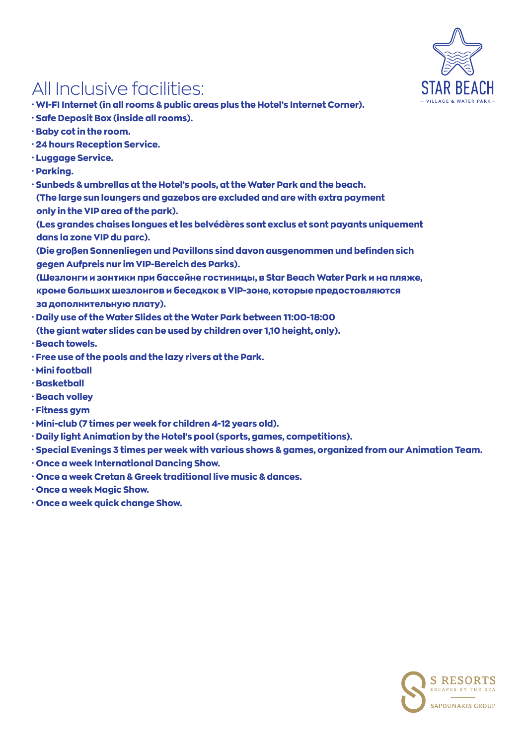# All Inclusive facilities:

- **WI-FI Internet (in all rooms & public areas plus the Hotel's Internet Corner).**
- **Safe Deposit Box (inside all rooms).**
- **Baby cot in the room.**
- **24 hours Reception Service.**
- **Luggage Service.**
- **Parking.**
- **Sunbeds & umbrellas at the Hotel's pools, at the Water Park and the beach.**
  **(The large sun loungers and gazebos are excluded and are with extra payment only in the VIP area of the park).**
  **(Les grandes chaises longues et les belvédères sont exclus et sont payants uniquement dans la zone VIP du parc).**
  **(Die groβen Sonnenliegen und Pavillons sind davon ausgenommen und befinden sich gegen Aufpreis nur im VIP-Bereich des Parks).**
  **(Шезлонги и зонтики при бассейне гостиницы, в Star Beach Water Park и на пляже, кроме больших шезлонгов и беседкок в VIP-зоне, которые предостовляются за дополнительную плату).**
- **Daily use of the Water Slides at the Water Park between 11:00-18:00 (the giant water slides can be used by children over 1,10 height, only).**
- **Beach towels.**
- **Free use of the pools and the lazy rivers at the Park.**
- **Mini football**
- **Basketball**
- **Beach volley**
- **Fitness gym**
- **Mini-club (7 times per week for children 4-12 years old).**
- **Daily light Animation by the Hotel's pool (sports, games, competitions).**
- **Special Evenings 3 times per week with various shows & games, organized from our Animation Team.**
- **Once a week International Dancing Show.**
- **Once a week Cretan & Greek traditional live music & dances.**
- **Once a week Magic Show.**
- **Once a week quick change Show.**